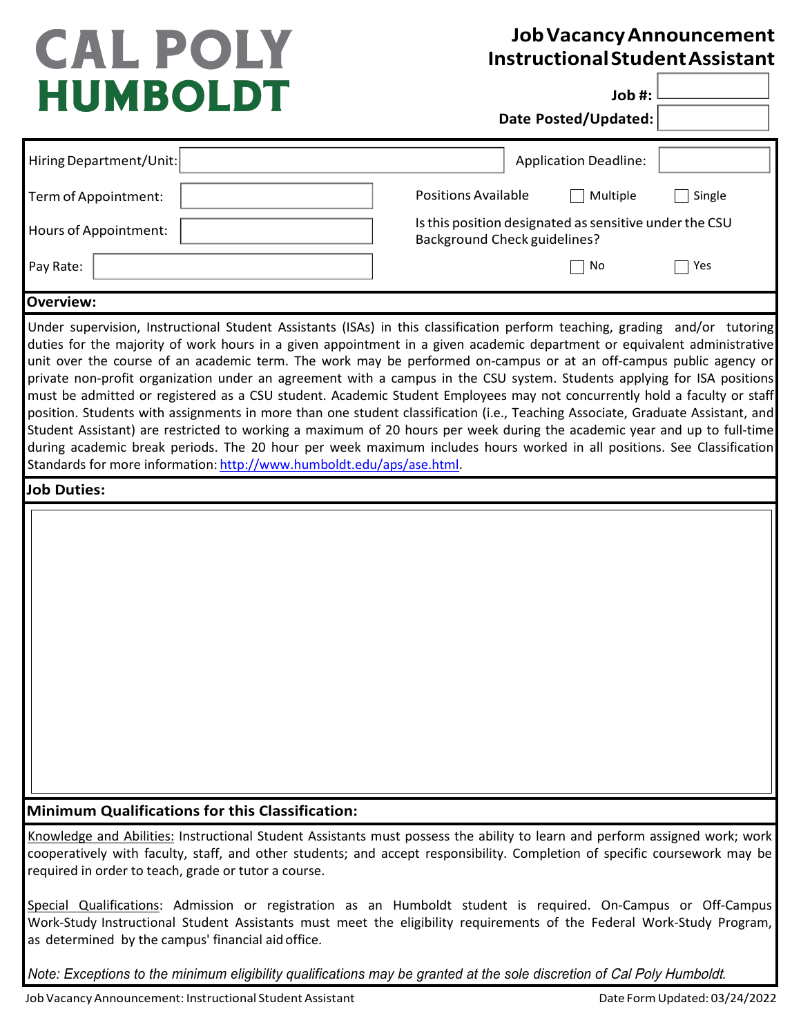# CAL POLY HUMBOLDT

## Job Vacancy Announcement Instructional Student Assistant

**Job #:**

**Date Posted/Updated:**

| | | | |
|---|---|---|---|
| Hiring Department/Unit: | | Application Deadline: | |
| Term of Appointment: | | Positions Available | ☐ Multiple ☐ Single |
| Hours of Appointment: | | Is this position designated as sensitive under the CSU Background Check guidelines? | |
| Pay Rate: | | | ☐ No ☐ Yes |

### Overview:

Under supervision, Instructional Student Assistants (ISAs) in this classification perform teaching, grading and/or tutoring duties for the majority of work hours in a given appointment in a given academic department or equivalent administrative unit over the course of an academic term. The work may be performed on-campus or at an off-campus public agency or private non-profit organization under an agreement with a campus in the CSU system. Students applying for ISA positions must be admitted or registered as a CSU student. Academic Student Employees may not concurrently hold a faculty or staff position. Students with assignments in more than one student classification (i.e., Teaching Associate, Graduate Assistant, and Student Assistant) are restricted to working a maximum of 20 hours per week during the academic year and up to full-time during academic break periods. The 20 hour per week maximum includes hours worked in all positions. See Classification Standards for more information: [http://www.humboldt.edu/aps/ase.html](http://www.humboldt.edu/aps/ase.html).

### Job Duties:

### Minimum Qualifications for this Classification:

Knowledge and Abilities: Instructional Student Assistants must possess the ability to learn and perform assigned work; work cooperatively with faculty, staff, and other students; and accept responsibility. Completion of specific coursework may be required in order to teach, grade or tutor a course.

Special Qualifications: Admission or registration as an Humboldt student is required. On-Campus or Off-Campus Work-Study Instructional Student Assistants must meet the eligibility requirements of the Federal Work-Study Program, as determined by the campus' financial aid office.

*Note: Exceptions to the minimum eligibility qualifications may be granted at the sole discretion of Cal Poly Humboldt.*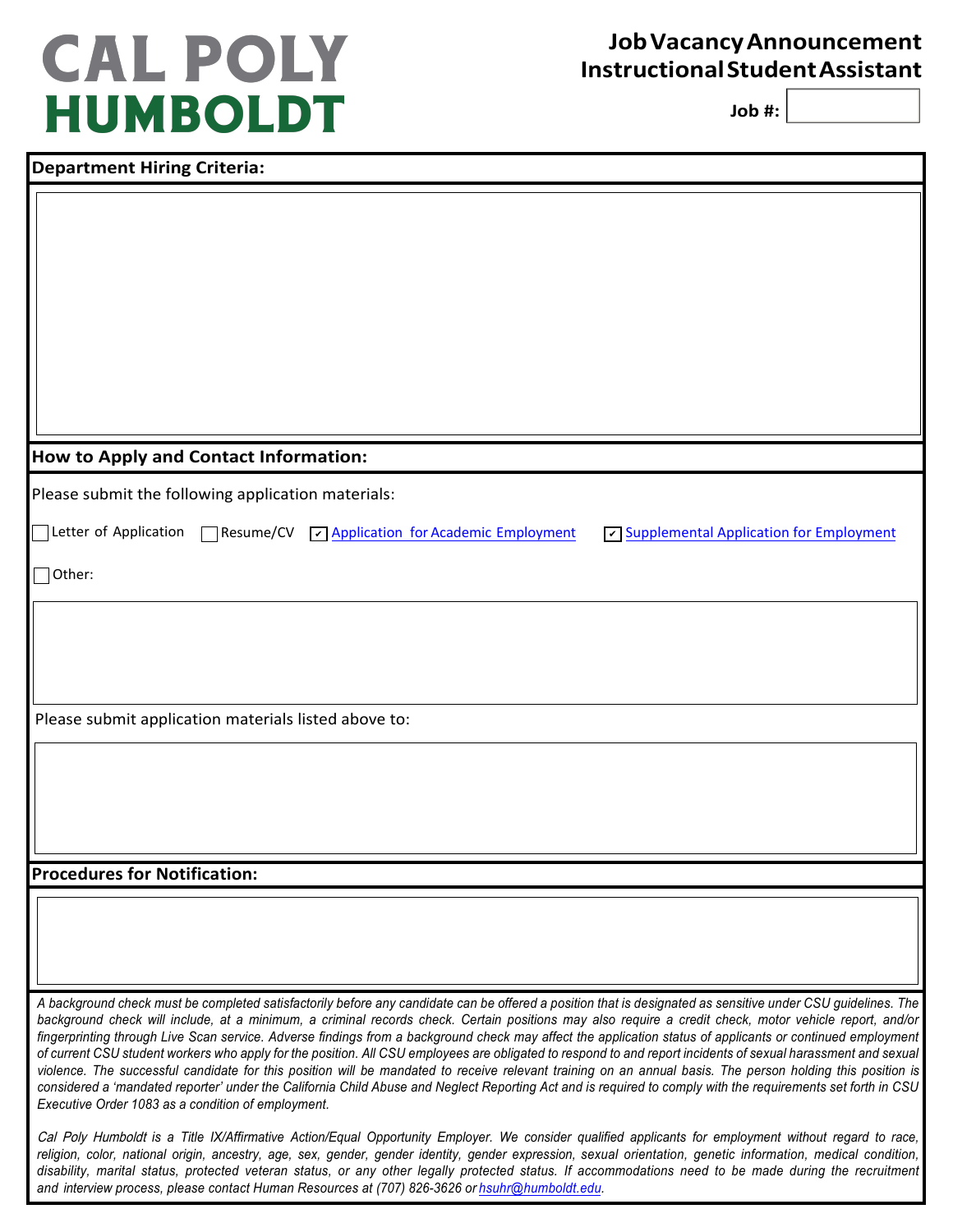# CAL POLY HUMBOLDT

## Job Vacancy Announcement Instructional Student Assistant

**Job #:**

**Department Hiring Criteria:**

**How to Apply and Contact Information:**

Please submit the following application materials:

- ☐ Letter of Application
- ☐ Resume/CV
- ☑ Application for Academic Employment
- ☑ Supplemental Application for Employment

☐ Other:

Please submit application materials listed above to:

**Procedures for Notification:**

*A background check must be completed satisfactorily before any candidate can be offered a position that is designated as sensitive under CSU guidelines. The background check will include, at a minimum, a criminal records check. Certain positions may also require a credit check, motor vehicle report, and/or fingerprinting through Live Scan service. Adverse findings from a background check may affect the application status of applicants or continued employment of current CSU student workers who apply for the position. All CSU employees are obligated to respond to and report incidents of sexual harassment and sexual violence. The successful candidate for this position will be mandated to receive relevant training on an annual basis. The person holding this position is considered a 'mandated reporter' under the California Child Abuse and Neglect Reporting Act and is required to comply with the requirements set forth in CSU Executive Order 1083 as a condition of employment.*

*Cal Poly Humboldt is a Title IX/Affirmative Action/Equal Opportunity Employer. We consider qualified applicants for employment without regard to race, religion, color, national origin, ancestry, age, sex, gender, gender identity, gender expression, sexual orientation, genetic information, medical condition, disability, marital status, protected veteran status, or any other legally protected status. If accommodations need to be made during the recruitment and interview process, please contact Human Resources at (707) 826-3626 or hsuhr@humboldt.edu.*